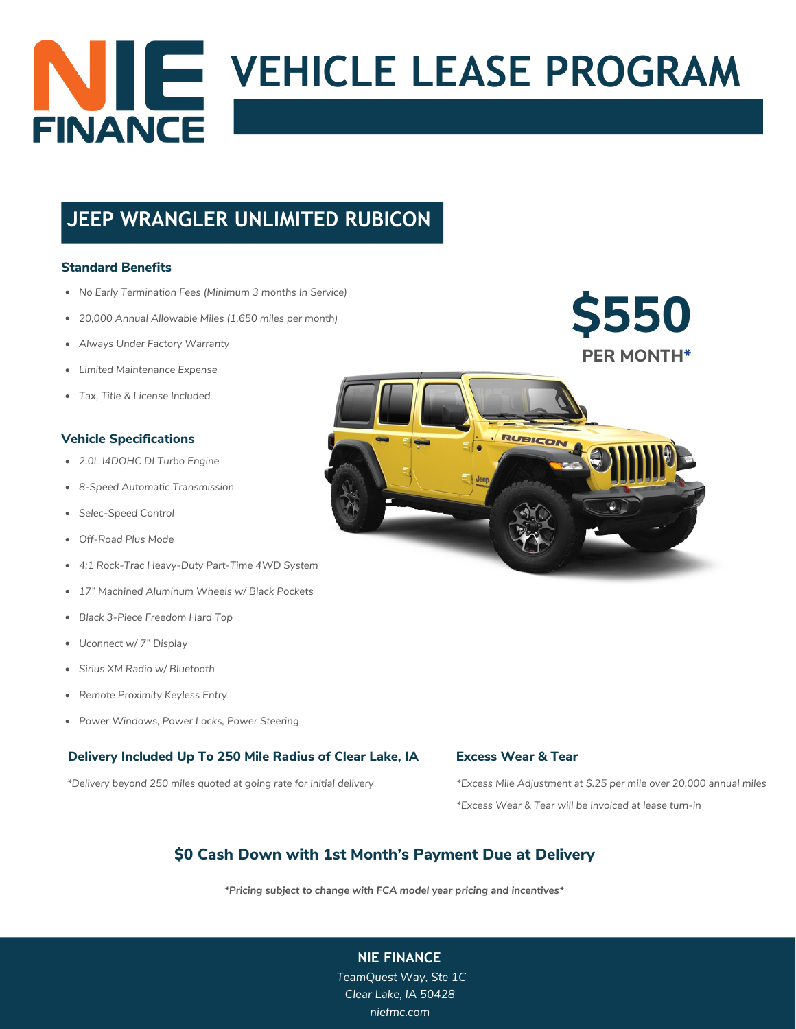# NIE FINANCE VEHICLE LEASE PROGRAM

## JEEP WRANGLER UNLIMITED RUBICON

### Standard Benefits

- *No Early Termination Fees (Minimum 3 months In Service)*
- *20,000 Annual Allowable Miles (1,650 miles per month)*
- *Always Under Factory Warranty*
- *Limited Maintenance Expense*
- *Tax, Title & License Included*

**$550**
**PER MONTH***

### Vehicle Specifications

- *2.0L I4DOHC DI Turbo Engine*
- *8-Speed Automatic Transmission*
- *Selec-Speed Control*
- *Off-Road Plus Mode*
- *4:1 Rock-Trac Heavy-Duty Part-Time 4WD System*
- *17" Machined Aluminum Wheels w/ Black Pockets*
- *Black 3-Piece Freedom Hard Top*
- *Uconnect w/ 7" Display*
- *Sirius XM Radio w/ Bluetooth*
- *Remote Proximity Keyless Entry*
- *Power Windows, Power Locks, Power Steering*

### Delivery Included Up To 250 Mile Radius of Clear Lake, IA

*\*Delivery beyond 250 miles quoted at going rate for initial delivery*

### Excess Wear & Tear

*\*Excess Mile Adjustment at $.25 per mile over 20,000 annual miles*

*\*Excess Wear & Tear will be invoiced at lease turn-in*

## $0 Cash Down with 1st Month's Payment Due at Delivery

***Pricing subject to change with FCA model year pricing and incentives***

**NIE FINANCE**
TeamQuest Way, Ste 1C
Clear Lake, IA 50428
niefmc.com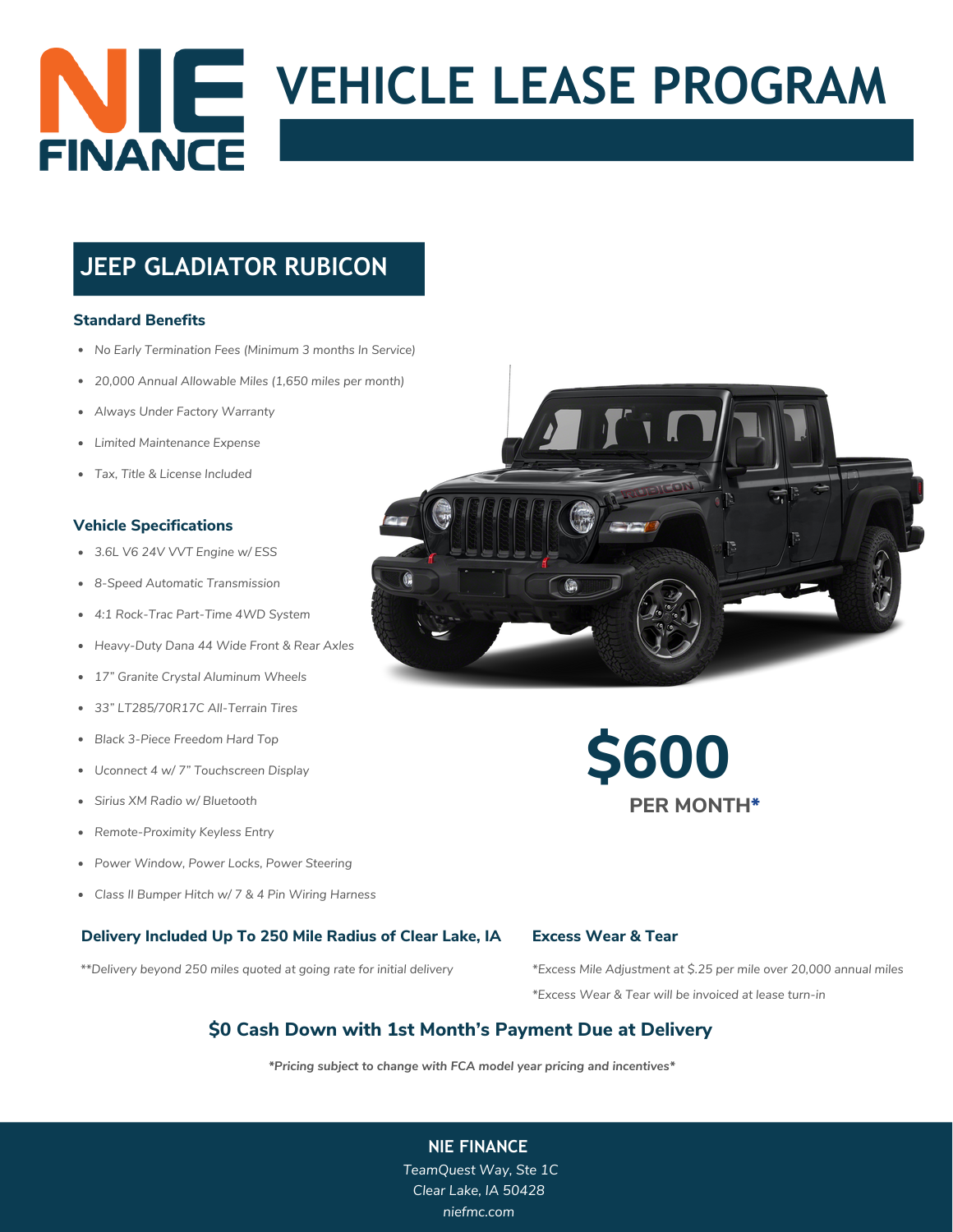# NIE FINANCE VEHICLE LEASE PROGRAM

## JEEP GLADIATOR RUBICON

### Standard Benefits

- *No Early Termination Fees (Minimum 3 months In Service)*
- *20,000 Annual Allowable Miles (1,650 miles per month)*
- *Always Under Factory Warranty*
- *Limited Maintenance Expense*
- *Tax, Title & License Included*

### Vehicle Specifications

- *3.6L V6 24V VVT Engine w/ ESS*
- *8-Speed Automatic Transmission*
- *4:1 Rock-Trac Part-Time 4WD System*
- *Heavy-Duty Dana 44 Wide Front & Rear Axles*
- *17" Granite Crystal Aluminum Wheels*
- *33" LT285/70R17C All-Terrain Tires*
- *Black 3-Piece Freedom Hard Top*
- *Uconnect 4 w/ 7" Touchscreen Display*
- *Sirius XM Radio w/ Bluetooth*
- *Remote-Proximity Keyless Entry*
- *Power Window, Power Locks, Power Steering*
- *Class II Bumper Hitch w/ 7 & 4 Pin Wiring Harness*

**$600**

**PER MONTH***

### Delivery Included Up To 250 Mile Radius of Clear Lake, IA

*\*\*Delivery beyond 250 miles quoted at going rate for initial delivery*

### Excess Wear & Tear

*\*Excess Mile Adjustment at $.25 per mile over 20,000 annual miles*

*\*Excess Wear & Tear will be invoiced at lease turn-in*

## $0 Cash Down with 1st Month's Payment Due at Delivery

***Pricing subject to change with FCA model year pricing and incentives***

**NIE FINANCE**

TeamQuest Way, Ste 1C
Clear Lake, IA 50428
niefmc.com